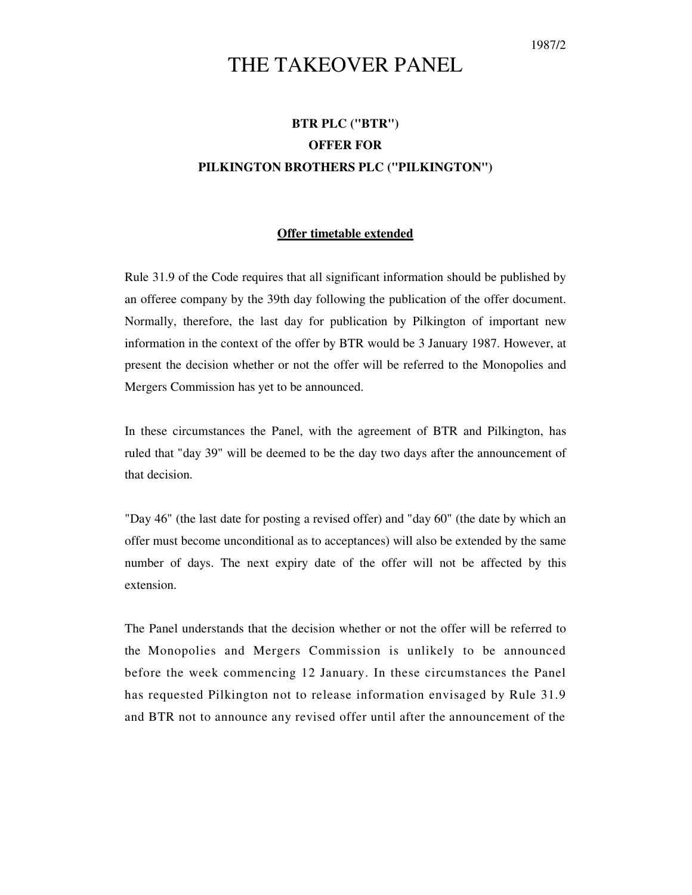1987/2

# THE TAKEOVER PANEL

**BTR PLC ("BTR")**
**OFFER FOR**
**PILKINGTON BROTHERS PLC ("PILKINGTON")**

**Offer timetable extended**

Rule 31.9 of the Code requires that all significant information should be published by an offeree company by the 39th day following the publication of the offer document. Normally, therefore, the last day for publication by Pilkington of important new information in the context of the offer by BTR would be 3 January 1987. However, at present the decision whether or not the offer will be referred to the Monopolies and Mergers Commission has yet to be announced.

In these circumstances the Panel, with the agreement of BTR and Pilkington, has ruled that "day 39" will be deemed to be the day two days after the announcement of that decision.

"Day 46" (the last date for posting a revised offer) and "day 60" (the date by which an offer must become unconditional as to acceptances) will also be extended by the same number of days. The next expiry date of the offer will not be affected by this extension.

The Panel understands that the decision whether or not the offer will be referred to the Monopolies and Mergers Commission is unlikely to be announced before the week commencing 12 January. In these circumstances the Panel has requested Pilkington not to release information envisaged by Rule 31.9 and BTR not to announce any revised offer until after the announcement of the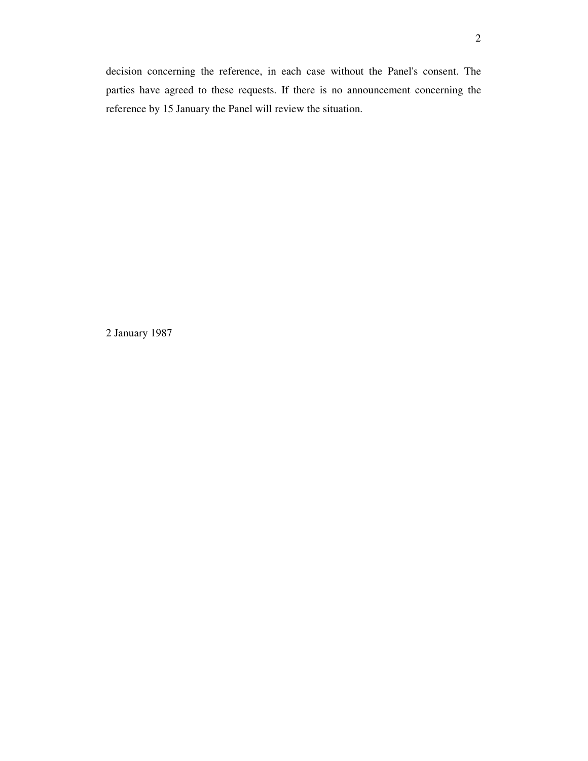decision concerning the reference, in each case without the Panel's consent. The parties have agreed to these requests. If there is no announcement concerning the reference by 15 January the Panel will review the situation.

2 January 1987